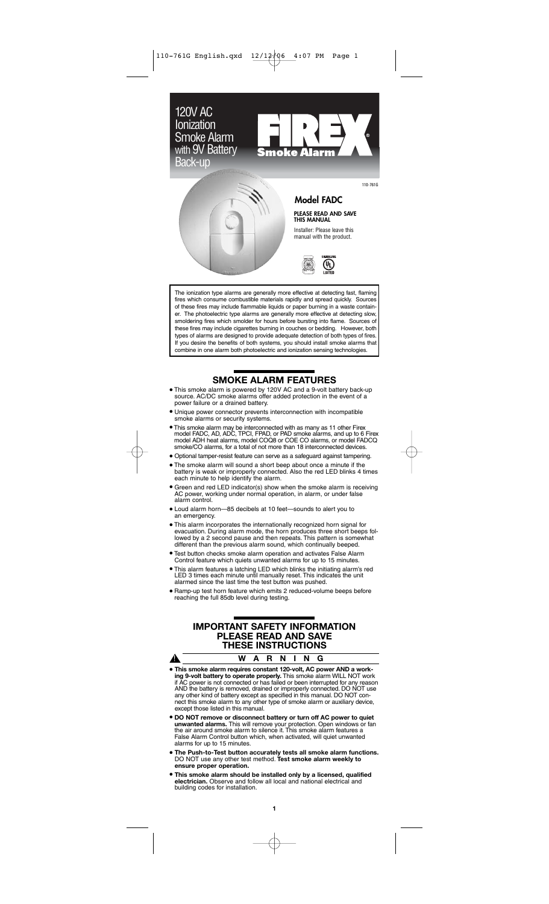# 120V AC Ionization Smoke Alarm with 9V Battery Back-up

FIREX® Smoke Alarm

110-761G

## Model FADC

**PLEASE READ AND SAVE THIS MANUAL**

Installer: Please leave this manual with the product.

The ionization type alarms are generally more effective at detecting fast, flaming fires which consume combustible materials rapidly and spread quickly. Sources of these fires may include flammable liquids or paper burning in a waste container. The photoelectric type alarms are generally more effective at detecting slow, smoldering fires which smolder for hours before bursting into flame. Sources of these fires may include cigarettes burning in couches or bedding. However, both types of alarms are designed to provide adequate detection of both types of fires. If you desire the benefits of both systems, you should install smoke alarms that combine in one alarm both photoelectric and ionization sensing technologies.

## SMOKE ALARM FEATURES

- This smoke alarm is powered by 120V AC and a 9-volt battery back-up source. AC/DC smoke alarms offer added protection in the event of a power failure or a drained battery.
- Unique power connector prevents interconnection with incompatible smoke alarms or security systems.
- This smoke alarm may be interconnected with as many as 11 other Firex model FADC, AD, ADC, TPCI, FPAD, or PAD smoke alarms, and up to 6 Firex model ADH heat alarms, model COQ8 or COE CO alarms, or model FADCQ smoke/CO alarms, for a total of not more than 18 interconnected devices.
- Optional tamper-resist feature can serve as a safeguard against tampering.
- The smoke alarm will sound a short beep about once a minute if the battery is weak or improperly connected. Also the red LED blinks 4 times each minute to help identify the alarm.
- Green and red LED indicator(s) show when the smoke alarm is receiving AC power, working under normal operation, in alarm, or under false alarm control.
- Loud alarm horn—85 decibels at 10 feet—sounds to alert you to an emergency.
- This alarm incorporates the internationally recognized horn signal for evacuation. During alarm mode, the horn produces three short beeps followed by a 2 second pause and then repeats. This pattern is somewhat different than the previous alarm sound, which continually beeped.
- Test button checks smoke alarm operation and activates False Alarm Control feature which quiets unwanted alarms for up to 15 minutes.
- This alarm features a latching LED which blinks the initiating alarm's red LED 3 times each minute until manually reset. This indicates the unit alarmed since the last time the test button was pushed.
- Ramp-up test horn feature which emits 2 reduced-volume beeps before reaching the full 85db level during testing.

## IMPORTANT SAFETY INFORMATION PLEASE READ AND SAVE THESE INSTRUCTIONS

### ⚠ WARNING

- **This smoke alarm requires constant 120-volt, AC power AND a working 9-volt battery to operate properly.** This smoke alarm WILL NOT work if AC power is not connected or has failed or been interrupted for any reason AND the battery is removed, drained or improperly connected. DO NOT use any other kind of battery except as specified in this manual. DO NOT connect this smoke alarm to any other type of smoke alarm or auxiliary device, except those listed in this manual.
- **DO NOT remove or disconnect battery or turn off AC power to quiet unwanted alarms.** This will remove your protection. Open windows or fan the air around smoke alarm to silence it. This smoke alarm features a False Alarm Control button which, when activated, will quiet unwanted alarms for up to 15 minutes.
- **The Push-to-Test button accurately tests all smoke alarm functions.** DO NOT use any other test method. **Test smoke alarm weekly to ensure proper operation.**
- **This smoke alarm should be installed only by a licensed, qualified electrician.** Observe and follow all local and national electrical and building codes for installation.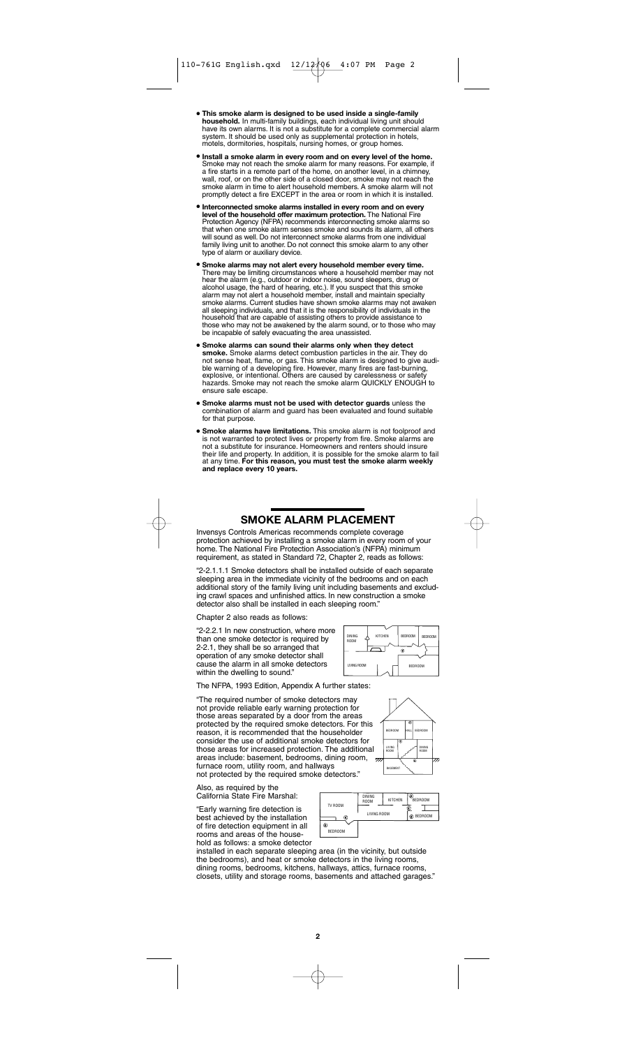- **This smoke alarm is designed to be used inside a single-family household.** In multi-family buildings, each individual living unit should have its own alarms. It is not a substitute for a complete commercial alarm system. It should be used only as supplemental protection in hotels, motels, dormitories, hospitals, nursing homes, or group homes.
- **Install a smoke alarm in every room and on every level of the home.** Smoke may not reach the smoke alarm for many reasons. For example, if a fire starts in a remote part of the home, on another level, in a chimney, wall, roof, or on the other side of a closed door, smoke may not reach the smoke alarm in time to alert household members. A smoke alarm will not promptly detect a fire EXCEPT in the area or room in which it is installed.
- **Interconnected smoke alarms installed in every room and on every level of the household offer maximum protection.** The National Fire Protection Agency (NFPA) recommends interconnecting smoke alarms so that when one smoke alarm senses smoke and sounds its alarm, all others will sound as well. Do not interconnect smoke alarms from one individual family living unit to another. Do not connect this smoke alarm to any other type of alarm or auxiliary device.
- **Smoke alarms may not alert every household member every time.** There may be limiting circumstances where a household member may not hear the alarm (e.g., outdoor or indoor noise, sound sleepers, drug or alcohol usage, the hard of hearing, etc.). If you suspect that this smoke alarm may not alert a household member, install and maintain specialty smoke alarms. Current studies have shown smoke alarms may not awaken all sleeping individuals, and that it is the responsibility of individuals in the household that are capable of assisting others to provide assistance to those who may not be awakened by the alarm sound, or to those who may be incapable of safely evacuating the area unassisted.
- **Smoke alarms can sound their alarms only when they detect smoke.** Smoke alarms detect combustion particles in the air. They do not sense heat, flame, or gas. This smoke alarm is designed to give audible warning of a developing fire. However, many fires are fast-burning, explosive, or intentional. Others are caused by carelessness or safety hazards. Smoke may not reach the smoke alarm QUICKLY ENOUGH to ensure safe escape.
- **Smoke alarms must not be used with detector guards** unless the combination of alarm and guard has been evaluated and found suitable for that purpose.
- **Smoke alarms have limitations.** This smoke alarm is not foolproof and is not warranted to protect lives or property from fire. Smoke alarms are not a substitute for insurance. Homeowners and renters should insure their life and property. In addition, it is possible for the smoke alarm to fail at any time. **For this reason, you must test the smoke alarm weekly and replace every 10 years.**

## SMOKE ALARM PLACEMENT

Invensys Controls Americas recommends complete coverage protection achieved by installing a smoke alarm in every room of your home. The National Fire Protection Association's (NFPA) minimum requirement, as stated in Standard 72, Chapter 2, reads as follows:

"2-2.1.1.1 Smoke detectors shall be installed outside of each separate sleeping area in the immediate vicinity of the bedrooms and on each additional story of the family living unit including basements and excluding crawl spaces and unfinished attics. In new construction a smoke detector also shall be installed in each sleeping room."

Chapter 2 also reads as follows:

"2-2.2.1 In new construction, where more than one smoke detector is required by 2-2.1, they shall be so arranged that operation of any smoke detector shall cause the alarm in all smoke detectors within the dwelling to sound."

The NFPA, 1993 Edition, Appendix A further states:

"The required number of smoke detectors may not provide reliable early warning protection for those areas separated by a door from the areas protected by the required smoke detectors. For this reason, it is recommended that the householder consider the use of additional smoke detectors for those areas for increased protection. The additional areas include: basement, bedrooms, dining room, furnace room, utility room, and hallways not protected by the required smoke detectors."

Also, as required by the California State Fire Marshal:

"Early warning fire detection is best achieved by the installation of fire detection equipment in all rooms and areas of the household as follows: a smoke detector installed in each separate sleeping area (in the vicinity, but outside the bedrooms), and heat or smoke detectors in the living rooms, dining rooms, bedrooms, kitchens, hallways, attics, furnace rooms, closets, utility and storage rooms, basements and attached garages."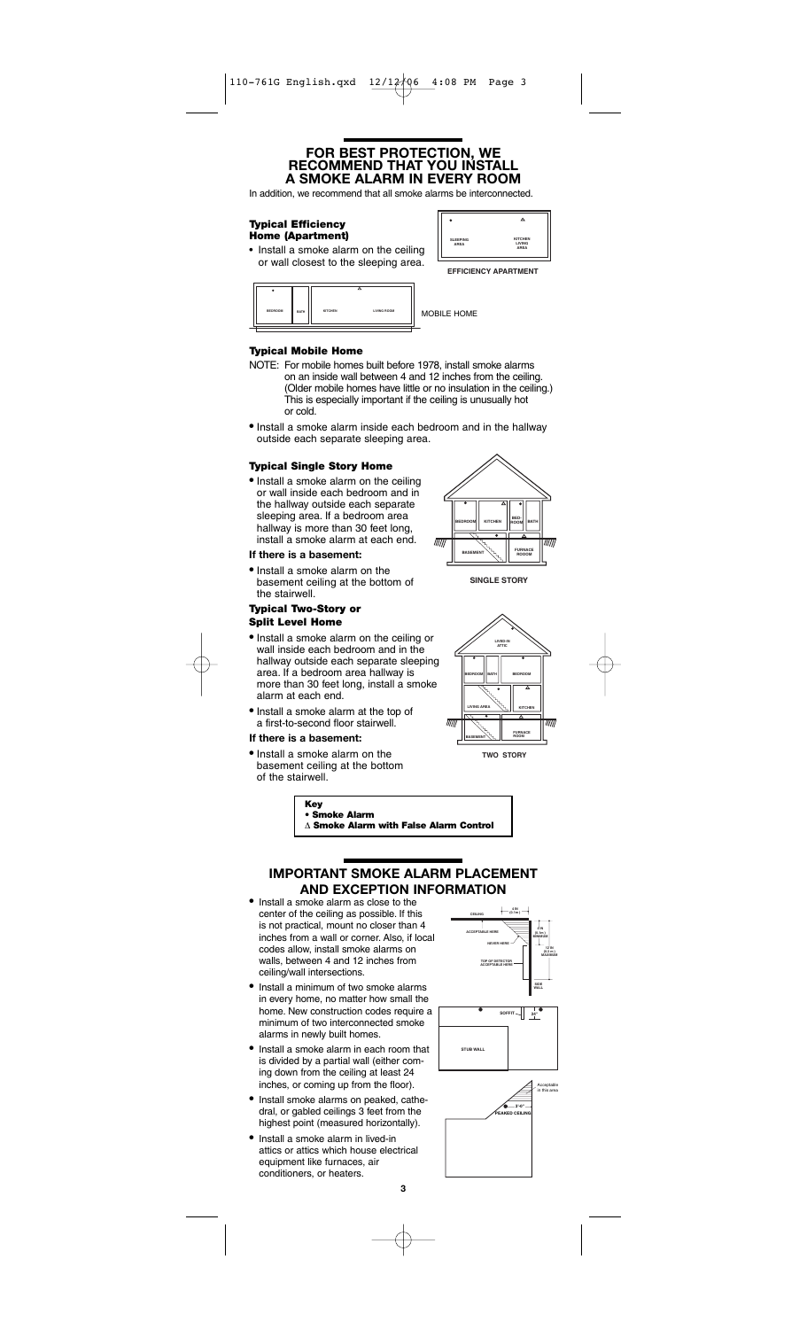## FOR BEST PROTECTION, WE RECOMMEND THAT YOU INSTALL A SMOKE ALARM IN EVERY ROOM

In addition, we recommend that all smoke alarms be interconnected.

### Typical Efficiency Home (Apartment)

- Install a smoke alarm on the ceiling or wall closest to the sleeping area.

EFFICIENCY APARTMENT

MOBILE HOME

### Typical Mobile Home

NOTE: For mobile homes built before 1978, install smoke alarms on an inside wall between 4 and 12 inches from the ceiling. (Older mobile homes have little or no insulation in the ceiling.) This is especially important if the ceiling is unusually hot or cold.

- Install a smoke alarm inside each bedroom and in the hallway outside each separate sleeping area.

### Typical Single Story Home

- Install a smoke alarm on the ceiling or wall inside each bedroom and in the hallway outside each separate sleeping area. If a bedroom area hallway is more than 30 feet long, install a smoke alarm at each end.

**If there is a basement:**

- Install a smoke alarm on the basement ceiling at the bottom of the stairwell.

SINGLE STORY

### Typical Two-Story or Split Level Home

- Install a smoke alarm on the ceiling or wall inside each bedroom and in the hallway outside each separate sleeping area. If a bedroom area hallway is more than 30 feet long, install a smoke alarm at each end.
- Install a smoke alarm at the top of a first-to-second floor stairwell.

**If there is a basement:**

- Install a smoke alarm on the basement ceiling at the bottom of the stairwell.

TWO STORY

**Key**
**• Smoke Alarm**
**∆ Smoke Alarm with False Alarm Control**

## IMPORTANT SMOKE ALARM PLACEMENT AND EXCEPTION INFORMATION

- Install a smoke alarm as close to the center of the ceiling as possible. If this is not practical, mount no closer than 4 inches from a wall or corner. Also, if local codes allow, install smoke alarms on walls, between 4 and 12 inches from ceiling/wall intersections.
- Install a minimum of two smoke alarms in every home, no matter how small the home. New construction codes require a minimum of two interconnected smoke alarms in newly built homes.
- Install a smoke alarm in each room that is divided by a partial wall (either coming down from the ceiling at least 24 inches, or coming up from the floor).
- Install smoke alarms on peaked, cathedral, or gabled ceilings 3 feet from the highest point (measured horizontally).
- Install a smoke alarm in lived-in attics or attics which house electrical equipment like furnaces, air conditioners, or heaters.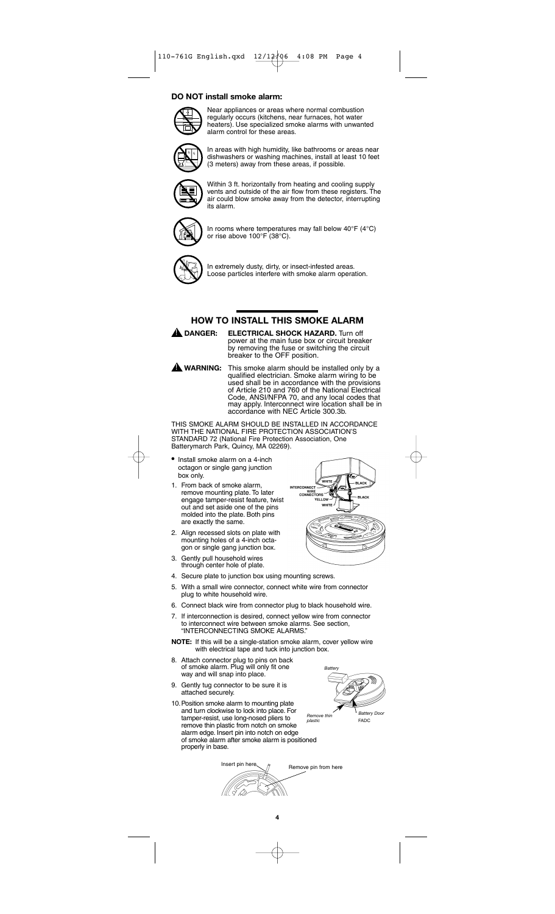### DO NOT install smoke alarm:

Near appliances or areas where normal combustion regularly occurs (kitchens, near furnaces, hot water heaters). Use specialized smoke alarms with unwanted alarm control for these areas.

In areas with high humidity, like bathrooms or areas near dishwashers or washing machines, install at least 10 feet (3 meters) away from these areas, if possible.

Within 3 ft. horizontally from heating and cooling supply vents and outside of the air flow from these registers. The air could blow smoke away from the detector, interrupting its alarm.

In rooms where temperatures may fall below 40°F (4°C) or rise above 100°F (38°C).

In extremely dusty, dirty, or insect-infested areas. Loose particles interfere with smoke alarm operation.

## HOW TO INSTALL THIS SMOKE ALARM

**⚠ DANGER:** **ELECTRICAL SHOCK HAZARD.** Turn off power at the main fuse box or circuit breaker by removing the fuse or switching the circuit breaker to the OFF position.

**⚠ WARNING:** This smoke alarm should be installed only by a qualified electrician. Smoke alarm wiring to be used shall be in accordance with the provisions of Article 210 and 760 of the National Electrical Code, ANSI/NFPA 70, and any local codes that may apply. Interconnect wire location shall be in accordance with NEC Article 300.3b.

THIS SMOKE ALARM SHOULD BE INSTALLED IN ACCORDANCE WITH THE NATIONAL FIRE PROTECTION ASSOCIATION'S STANDARD 72 (National Fire Protection Association, One Batterymarch Park, Quincy, MA 02269).

- Install smoke alarm on a 4-inch octagon or single gang junction box only.

1. From back of smoke alarm, remove mounting plate. To later engage tamper-resist feature, twist out and set aside one of the pins molded into the plate. Both pins are exactly the same.
2. Align recessed slots on plate with mounting holes of a 4-inch octagon or single gang junction box.
3. Gently pull household wires through center hole of plate.
4. Secure plate to junction box using mounting screws.
5. With a small wire connector, connect white wire from connector plug to white household wire.
6. Connect black wire from connector plug to black household wire.
7. If interconnection is desired, connect yellow wire from connector to interconnect wire between smoke alarms. See section, "INTERCONNECTING SMOKE ALARMS."

**NOTE:** If this will be a single-station smoke alarm, cover yellow wire with electrical tape and tuck into junction box.

8. Attach connector plug to pins on back of smoke alarm. Plug will only fit one way and will snap into place.
9. Gently tug connector to be sure it is attached securely.
10. Position smoke alarm to mounting plate and turn clockwise to lock into place. For tamper-resist, use long-nosed pliers to remove thin plastic from notch on smoke alarm edge. Insert pin into notch on edge of smoke alarm after smoke alarm is positioned properly in base.

WHITE BLACK INTERCONNECT WIRE CONNECTORS YELLOW WHITE BLACK

*Battery* *Remove thin plastic* *Battery Door* FADC

Insert pin here Remove pin from here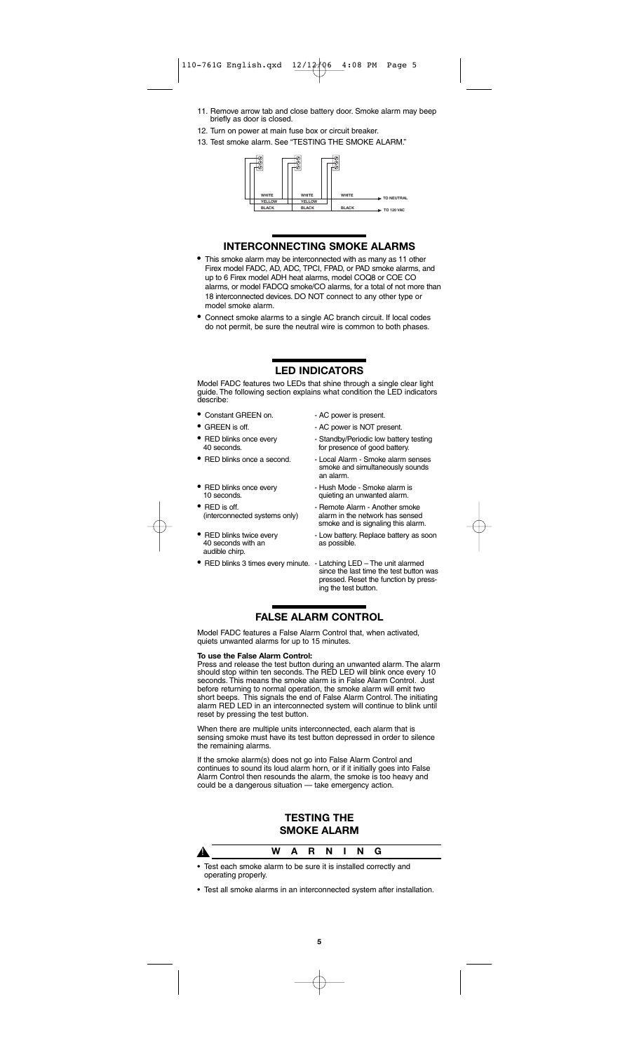11. Remove arrow tab and close battery door. Smoke alarm may beep briefly as door is closed.
12. Turn on power at main fuse box or circuit breaker.
13. Test smoke alarm. See "TESTING THE SMOKE ALARM."

WHITE | WHITE | WHITE → TO NEUTRAL
YELLOW | YELLOW
BLACK | BLACK | BLACK → TO 120 VAC

## INTERCONNECTING SMOKE ALARMS

- This smoke alarm may be interconnected with as many as 11 other Firex model FADC, AD, ADC, TPCI, FPAD, or PAD smoke alarms, and up to 6 Firex model ADH heat alarms, model COQ8 or COE CO alarms, or model FADCQ smoke/CO alarms, for a total of not more than 18 interconnected devices. DO NOT connect to any other type or model smoke alarm.
- Connect smoke alarms to a single AC branch circuit. If local codes do not permit, be sure the neutral wire is common to both phases.

## LED INDICATORS

Model FADC features two LEDs that shine through a single clear light guide. The following section explains what condition the LED indicators describe:

| | |
|---|---|
| • Constant GREEN on. | - AC power is present. |
| • GREEN is off. | - AC power is NOT present. |
| • RED blinks once every 40 seconds. | - Standby/Periodic low battery testing for presence of good battery. |
| • RED blinks once a second. | - Local Alarm - Smoke alarm senses smoke and simultaneously sounds an alarm. |
| • RED blinks once every 10 seconds. | - Hush Mode - Smoke alarm is quieting an unwanted alarm. |
| • RED is off. (interconnected systems only) | - Remote Alarm - Another smoke alarm in the network has sensed smoke and is signaling this alarm. |
| • RED blinks twice every 40 seconds with an audible chirp. | - Low battery. Replace battery as soon as possible. |
| • RED blinks 3 times every minute. | - Latching LED – The unit alarmed since the last time the test button was pressed. Reset the function by pressing the test button. |

## FALSE ALARM CONTROL

Model FADC features a False Alarm Control that, when activated, quiets unwanted alarms for up to 15 minutes.

**To use the False Alarm Control:**
Press and release the test button during an unwanted alarm. The alarm should stop within ten seconds. The RED LED will blink once every 10 seconds. This means the smoke alarm is in False Alarm Control. Just before returning to normal operation, the smoke alarm will emit two short beeps. This signals the end of False Alarm Control. The initiating alarm RED LED in an interconnected system will continue to blink until reset by pressing the test button.

When there are multiple units interconnected, each alarm that is sensing smoke must have its test button depressed in order to silence the remaining alarms.

If the smoke alarm(s) does not go into False Alarm Control and continues to sound its loud alarm horn, or if it initially goes into False Alarm Control then resounds the alarm, the smoke is too heavy and could be a dangerous situation — take emergency action.

## TESTING THE SMOKE ALARM

**⚠ WARNING**

- Test each smoke alarm to be sure it is installed correctly and operating properly.
- Test all smoke alarms in an interconnected system after installation.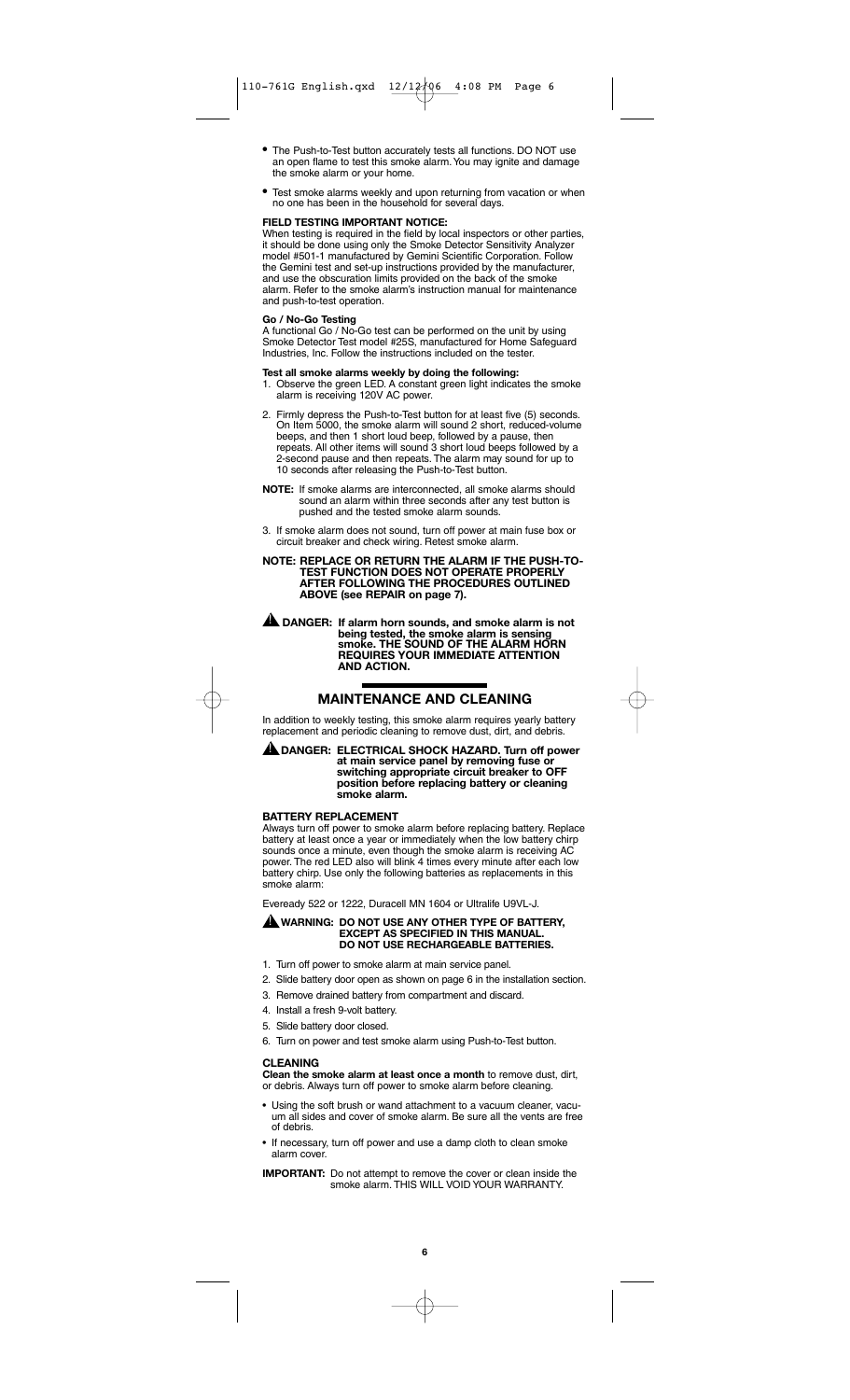- The Push-to-Test button accurately tests all functions. DO NOT use an open flame to test this smoke alarm. You may ignite and damage the smoke alarm or your home.
- Test smoke alarms weekly and upon returning from vacation or when no one has been in the household for several days.

**FIELD TESTING IMPORTANT NOTICE:**
When testing is required in the field by local inspectors or other parties, it should be done using only the Smoke Detector Sensitivity Analyzer model #501-1 manufactured by Gemini Scientific Corporation. Follow the Gemini test and set-up instructions provided by the manufacturer, and use the obscuration limits provided on the back of the smoke alarm. Refer to the smoke alarm's instruction manual for maintenance and push-to-test operation.

**Go / No-Go Testing**
A functional Go / No-Go test can be performed on the unit by using Smoke Detector Test model #25S, manufactured for Home Safeguard Industries, Inc. Follow the instructions included on the tester.

**Test all smoke alarms weekly by doing the following:**

1. Observe the green LED. A constant green light indicates the smoke alarm is receiving 120V AC power.
2. Firmly depress the Push-to-Test button for at least five (5) seconds. On Item 5000, the smoke alarm will sound 2 short, reduced-volume beeps, and then 1 short loud beep, followed by a pause, then repeats. All other items will sound 3 short loud beeps followed by a 2-second pause and then repeats. The alarm may sound for up to 10 seconds after releasing the Push-to-Test button.

**NOTE:** If smoke alarms are interconnected, all smoke alarms should sound an alarm within three seconds after any test button is pushed and the tested smoke alarm sounds.

3. If smoke alarm does not sound, turn off power at main fuse box or circuit breaker and check wiring. Retest smoke alarm.

**NOTE: REPLACE OR RETURN THE ALARM IF THE PUSH-TO-TEST FUNCTION DOES NOT OPERATE PROPERLY AFTER FOLLOWING THE PROCEDURES OUTLINED ABOVE (see REPAIR on page 7).**

**⚠ DANGER: If alarm horn sounds, and smoke alarm is not being tested, the smoke alarm is sensing smoke. THE SOUND OF THE ALARM HORN REQUIRES YOUR IMMEDIATE ATTENTION AND ACTION.**

## MAINTENANCE AND CLEANING

In addition to weekly testing, this smoke alarm requires yearly battery replacement and periodic cleaning to remove dust, dirt, and debris.

**⚠ DANGER: ELECTRICAL SHOCK HAZARD. Turn off power at main service panel by removing fuse or switching appropriate circuit breaker to OFF position before replacing battery or cleaning smoke alarm.**

### BATTERY REPLACEMENT

Always turn off power to smoke alarm before replacing battery. Replace battery at least once a year or immediately when the low battery chirp sounds once a minute, even though the smoke alarm is receiving AC power. The red LED also will blink 4 times every minute after each low battery chirp. Use only the following batteries as replacements in this smoke alarm:

Eveready 522 or 1222, Duracell MN 1604 or Ultralife U9VL-J.

**⚠ WARNING: DO NOT USE ANY OTHER TYPE OF BATTERY, EXCEPT AS SPECIFIED IN THIS MANUAL. DO NOT USE RECHARGEABLE BATTERIES.**

1. Turn off power to smoke alarm at main service panel.
2. Slide battery door open as shown on page 6 in the installation section.
3. Remove drained battery from compartment and discard.
4. Install a fresh 9-volt battery.
5. Slide battery door closed.
6. Turn on power and test smoke alarm using Push-to-Test button.

### CLEANING

**Clean the smoke alarm at least once a month** to remove dust, dirt, or debris. Always turn off power to smoke alarm before cleaning.

- Using the soft brush or wand attachment to a vacuum cleaner, vacuum all sides and cover of smoke alarm. Be sure all the vents are free of debris.
- If necessary, turn off power and use a damp cloth to clean smoke alarm cover.

**IMPORTANT:** Do not attempt to remove the cover or clean inside the smoke alarm. THIS WILL VOID YOUR WARRANTY.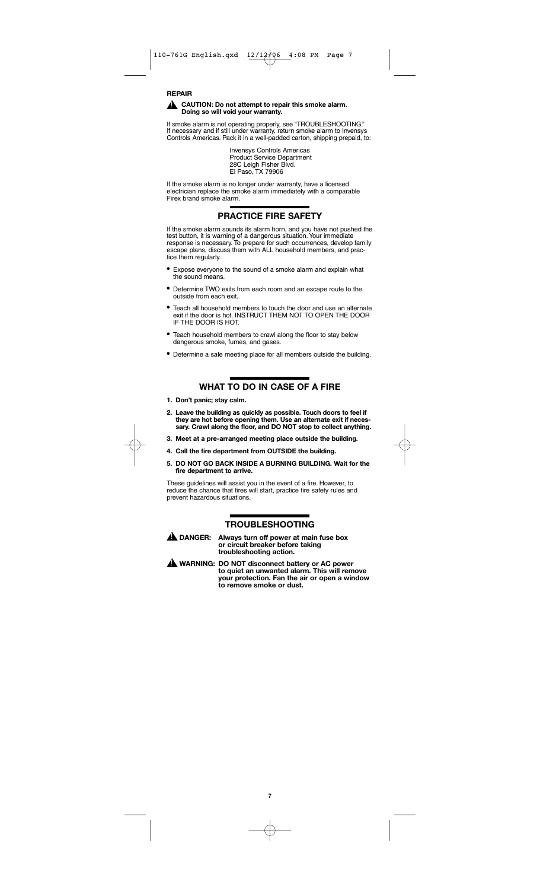### REPAIR

⚠ **CAUTION: Do not attempt to repair this smoke alarm. Doing so will void your warranty.**

If smoke alarm is not operating properly, see "TROUBLESHOOTING." If necessary and if still under warranty, return smoke alarm to Invensys Controls Americas. Pack it in a well-padded carton, shipping prepaid, to:

Invensys Controls Americas
Product Service Department
28C Leigh Fisher Blvd.
El Paso, TX 79906

If the smoke alarm is no longer under warranty, have a licensed electrician replace the smoke alarm immediately with a comparable Firex brand smoke alarm.

## PRACTICE FIRE SAFETY

If the smoke alarm sounds its alarm horn, and you have not pushed the test button, it is warning of a dangerous situation. Your immediate response is necessary. To prepare for such occurrences, develop family escape plans, discuss them with ALL household members, and practice them regularly.

- Expose everyone to the sound of a smoke alarm and explain what the sound means.
- Determine TWO exits from each room and an escape route to the outside from each exit.
- Teach all household members to touch the door and use an alternate exit if the door is hot. INSTRUCT THEM NOT TO OPEN THE DOOR IF THE DOOR IS HOT.
- Teach household members to crawl along the floor to stay below dangerous smoke, fumes, and gases.
- Determine a safe meeting place for all members outside the building.

## WHAT TO DO IN CASE OF A FIRE

1. **Don't panic; stay calm.**
2. **Leave the building as quickly as possible. Touch doors to feel if they are hot before opening them. Use an alternate exit if necessary. Crawl along the floor, and DO NOT stop to collect anything.**
3. **Meet at a pre-arranged meeting place outside the building.**
4. **Call the fire department from OUTSIDE the building.**
5. **DO NOT GO BACK INSIDE A BURNING BUILDING. Wait for the fire department to arrive.**

These guidelines will assist you in the event of a fire. However, to reduce the chance that fires will start, practice fire safety rules and prevent hazardous situations.

## TROUBLESHOOTING

⚠ **DANGER: Always turn off power at main fuse box or circuit breaker before taking troubleshooting action.**

⚠ **WARNING: DO NOT disconnect battery or AC power to quiet an unwanted alarm. This will remove your protection. Fan the air or open a window to remove smoke or dust.**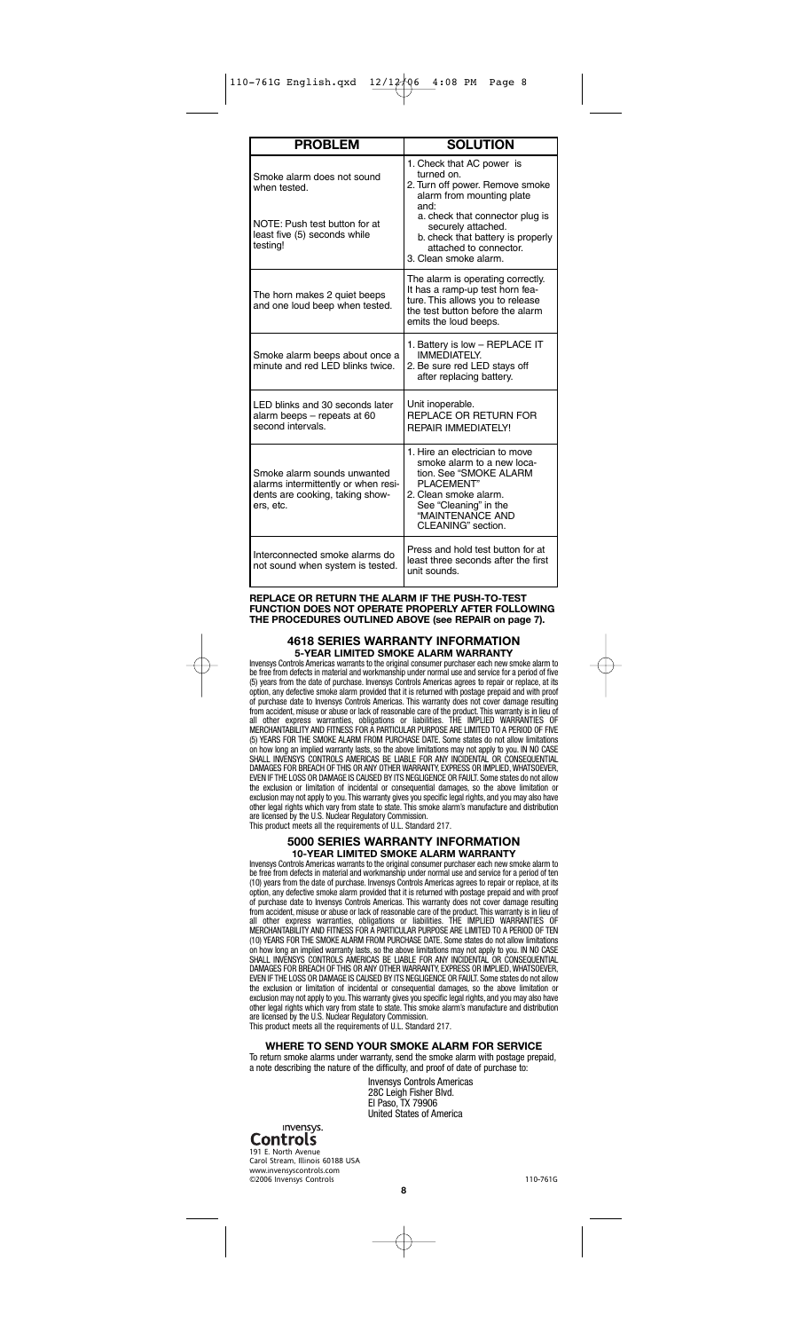| PROBLEM | SOLUTION |
|---|---|
| Smoke alarm does not sound when tested.<br><br>NOTE: Push test button for at least five (5) seconds while testing! | 1. Check that AC power is turned on.<br>2. Turn off power. Remove smoke alarm from mounting plate and:<br>a. check that connector plug is securely attached.<br>b. check that battery is properly attached to connector.<br>3. Clean smoke alarm. |
| The horn makes 2 quiet beeps and one loud beep when tested. | The alarm is operating correctly. It has a ramp-up test horn feature. This allows you to release the test button before the alarm emits the loud beeps. |
| Smoke alarm beeps about once a minute and red LED blinks twice. | 1. Battery is low – REPLACE IT IMMEDIATELY.<br>2. Be sure red LED stays off after replacing battery. |
| LED blinks and 30 seconds later alarm beeps – repeats at 60 second intervals. | Unit inoperable.<br>REPLACE OR RETURN FOR REPAIR IMMEDIATELY! |
| Smoke alarm sounds unwanted alarms intermittently or when residents are cooking, taking showers, etc. | 1. Hire an electrician to move smoke alarm to a new location. See "SMOKE ALARM PLACEMENT"<br>2. Clean smoke alarm. See "Cleaning" in the "MAINTENANCE AND CLEANING" section. |
| Interconnected smoke alarms do not sound when system is tested. | Press and hold test button for at least three seconds after the first unit sounds. |

**REPLACE OR RETURN THE ALARM IF THE PUSH-TO-TEST FUNCTION DOES NOT OPERATE PROPERLY AFTER FOLLOWING THE PROCEDURES OUTLINED ABOVE (see REPAIR on page 7).**

## 4618 SERIES WARRANTY INFORMATION

### 5-YEAR LIMITED SMOKE ALARM WARRANTY

Invensys Controls Americas warrants to the original consumer purchaser each new smoke alarm to be free from defects in material and workmanship under normal use and service for a period of five (5) years from the date of purchase. Invensys Controls Americas agrees to repair or replace, at its option, any defective smoke alarm provided that it is returned with postage prepaid and with proof of purchase date to Invensys Controls Americas. This warranty does not cover damage resulting from accident, misuse or abuse or lack of reasonable care of the product. This warranty is in lieu of all other express warranties, obligations or liabilities. THE IMPLIED WARRANTIES OF MERCHANTABILITY AND FITNESS FOR A PARTICULAR PURPOSE ARE LIMITED TO A PERIOD OF FIVE (5) YEARS FOR THE SMOKE ALARM FROM PURCHASE DATE. Some states do not allow limitations on how long an implied warranty lasts, so the above limitations may not apply to you. IN NO CASE SHALL INVENSYS CONTROLS AMERICAS BE LIABLE FOR ANY INCIDENTAL OR CONSEQUENTIAL DAMAGES FOR BREACH OF THIS OR ANY OTHER WARRANTY, EXPRESS OR IMPLIED, WHATSOEVER, EVEN IF THE LOSS OR DAMAGE IS CAUSED BY ITS NEGLIGENCE OR FAULT. Some states do not allow the exclusion or limitation of incidental or consequential damages, so the above limitation or exclusion may not apply to you. This warranty gives you specific legal rights, and you may also have other legal rights which vary from state to state. This smoke alarm's manufacture and distribution are licensed by the U.S. Nuclear Regulatory Commission.

This product meets all the requirements of U.L. Standard 217.

## 5000 SERIES WARRANTY INFORMATION

### 10-YEAR LIMITED SMOKE ALARM WARRANTY

Invensys Controls Americas warrants to the original consumer purchaser each new smoke alarm to be free from defects in material and workmanship under normal use and service for a period of ten (10) years from the date of purchase. Invensys Controls Americas agrees to repair or replace, at its option, any defective smoke alarm provided that it is returned with postage prepaid and with proof of purchase date to Invensys Controls Americas. This warranty does not cover damage resulting from accident, misuse or abuse or lack of reasonable care of the product. This warranty is in lieu of all other express warranties, obligations or liabilities. THE IMPLIED WARRANTIES OF MERCHANTABILITY AND FITNESS FOR A PARTICULAR PURPOSE ARE LIMITED TO A PERIOD OF TEN (10) YEARS FOR THE SMOKE ALARM FROM PURCHASE DATE. Some states do not allow limitations on how long an implied warranty lasts, so the above limitations may not apply to you. IN NO CASE SHALL INVENSYS CONTROLS AMERICAS BE LIABLE FOR ANY INCIDENTAL OR CONSEQUENTIAL DAMAGES FOR BREACH OF THIS OR ANY OTHER WARRANTY, EXPRESS OR IMPLIED, WHATSOEVER, EVEN IF THE LOSS OR DAMAGE IS CAUSED BY ITS NEGLIGENCE OR FAULT. Some states do not allow the exclusion or limitation of incidental or consequential damages, so the above limitation or exclusion may not apply to you. This warranty gives you specific legal rights, and you may also have other legal rights which vary from state to state. This smoke alarm's manufacture and distribution are licensed by the U.S. Nuclear Regulatory Commission.

This product meets all the requirements of U.L. Standard 217.

### WHERE TO SEND YOUR SMOKE ALARM FOR SERVICE

To return smoke alarms under warranty, send the smoke alarm with postage prepaid, a note describing the nature of the difficulty, and proof of date of purchase to:

Invensys Controls Americas
28C Leigh Fisher Blvd.
El Paso, TX 79906
United States of America

invensys.
**Controls**
191 E. North Avenue
Carol Stream, Illinois 60188 USA
www.invensyscontrols.com
©2006 Invensys Controls

110-761G